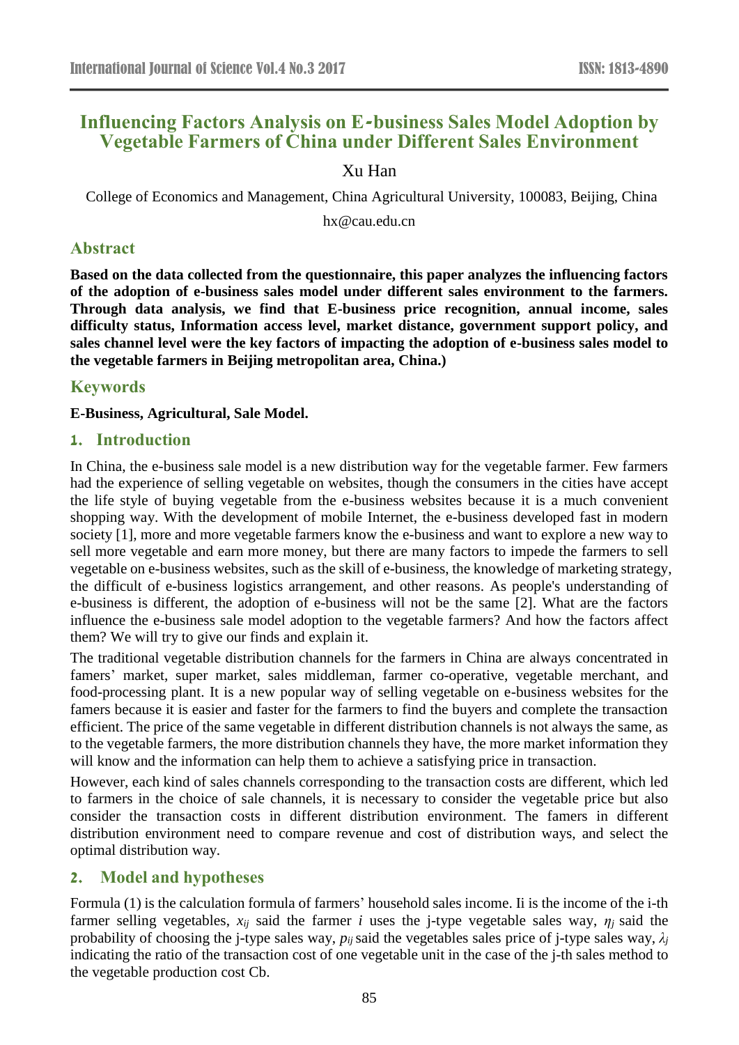# Influencing Factors Analysis on E-business Sales Model Adoption by Vegetable Farmers of China under Different Sales Environment

Xu Han

College of Economics and Management, China Agricultural University, 100083, Beijing, China

hx@cau.edu.cn

## Abstract

**Based on the data collected from the questionnaire, this paper analyzes the influencing factors of the adoption of e-business sales model under different sales environment to the farmers. Through data analysis, we find that E-business price recognition, annual income, sales difficulty status, Information access level, market distance, government support policy, and sales channel level were the key factors of impacting the adoption of e-business sales model to the vegetable farmers in Beijing metropolitan area, China.)**

## Keywords

**E-Business, Agricultural, Sale Model.**

## 1. Introduction

In China, the e-business sale model is a new distribution way for the vegetable farmer. Few farmers had the experience of selling vegetable on websites, though the consumers in the cities have accept the life style of buying vegetable from the e-business websites because it is a much convenient shopping way. With the development of mobile Internet, the e-business developed fast in modern society [1], more and more vegetable farmers know the e-business and want to explore a new way to sell more vegetable and earn more money, but there are many factors to impede the farmers to sell vegetable on e-business websites, such as the skill of e-business, the knowledge of marketing strategy, the difficult of e-business logistics arrangement, and other reasons. As people's understanding of e-business is different, the adoption of e-business will not be the same [2]. What are the factors influence the e-business sale model adoption to the vegetable farmers? And how the factors affect them? We will try to give our finds and explain it.

The traditional vegetable distribution channels for the farmers in China are always concentrated in famers' market, super market, sales middleman, farmer co-operative, vegetable merchant, and food-processing plant. It is a new popular way of selling vegetable on e-business websites for the famers because it is easier and faster for the farmers to find the buyers and complete the transaction efficient. The price of the same vegetable in different distribution channels is not always the same, as to the vegetable farmers, the more distribution channels they have, the more market information they will know and the information can help them to achieve a satisfying price in transaction.

However, each kind of sales channels corresponding to the transaction costs are different, which led to farmers in the choice of sale channels, it is necessary to consider the vegetable price but also consider the transaction costs in different distribution environment. The famers in different distribution environment need to compare revenue and cost of distribution ways, and select the optimal distribution way.

## 2. Model and hypotheses

Formula (1) is the calculation formula of farmers' household sales income. Ii is the income of the i-th farmer selling vegetables, $x_{ij}$ said the farmer $i$ uses the j-type vegetable sales way, $\eta_j$ said the probability of choosing the j-type sales way, $p_{ij}$ said the vegetables sales price of j-type sales way, $\lambda_j$ indicating the ratio of the transaction cost of one vegetable unit in the case of the j-th sales method to the vegetable production cost Cb.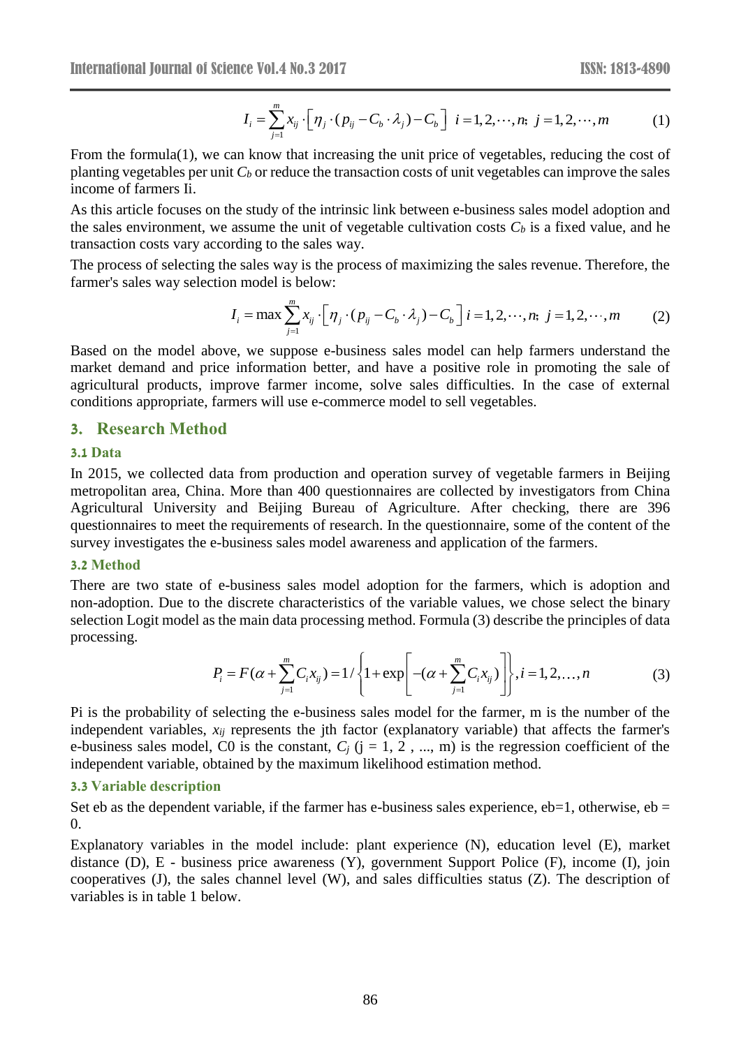$$I_i = \sum_{j=1}^{m} x_{ij} \cdot \left[ \eta_j \cdot (p_{ij} - C_b \cdot \lambda_j) - C_b \right] \;\; i = 1, 2, \cdots, n;\; j = 1, 2, \cdots, m \tag{1}$$

From the formula(1), we can know that increasing the unit price of vegetables, reducing the cost of planting vegetables per unit $C_b$ or reduce the transaction costs of unit vegetables can improve the sales income of farmers Ii.

As this article focuses on the study of the intrinsic link between e-business sales model adoption and the sales environment, we assume the unit of vegetable cultivation costs $C_b$ is a fixed value, and he transaction costs vary according to the sales way.

The process of selecting the sales way is the process of maximizing the sales revenue. Therefore, the farmer's sales way selection model is below:

$$I_i = \max \sum_{j=1}^{m} x_{ij} \cdot \left[ \eta_j \cdot (p_{ij} - C_b \cdot \lambda_j) - C_b \right] i = 1, 2, \cdots, n;\; j = 1, 2, \cdots, m \tag{2}$$

Based on the model above, we suppose e-business sales model can help farmers understand the market demand and price information better, and have a positive role in promoting the sale of agricultural products, improve farmer income, solve sales difficulties. In the case of external conditions appropriate, farmers will use e-commerce model to sell vegetables.

## 3. Research Method

### 3.1 Data

In 2015, we collected data from production and operation survey of vegetable farmers in Beijing metropolitan area, China. More than 400 questionnaires are collected by investigators from China Agricultural University and Beijing Bureau of Agriculture. After checking, there are 396 questionnaires to meet the requirements of research. In the questionnaire, some of the content of the survey investigates the e-business sales model awareness and application of the farmers.

### 3.2 Method

There are two state of e-business sales model adoption for the farmers, which is adoption and non-adoption. Due to the discrete characteristics of the variable values, we chose select the binary selection Logit model as the main data processing method. Formula (3) describe the principles of data processing.

$$P_i = F(\alpha + \sum_{j=1}^{m} C_i x_{ij}) = 1 / \left\{ 1 + \exp\left[ -(\alpha + \sum_{j=1}^{m} C_i x_{ij}) \right] \right\}, i = 1, 2, \ldots, n \tag{3}$$

Pi is the probability of selecting the e-business sales model for the farmer, m is the number of the independent variables, $x_{ij}$ represents the jth factor (explanatory variable) that affects the farmer's e-business sales model, C0 is the constant, $C_j$ (j = 1, 2 , ..., m) is the regression coefficient of the independent variable, obtained by the maximum likelihood estimation method.

### 3.3 Variable description

Set eb as the dependent variable, if the farmer has e-business sales experience, eb=1, otherwise, eb = 0.

Explanatory variables in the model include: plant experience (N), education level (E), market distance (D), E - business price awareness (Y), government Support Police (F), income (I), join cooperatives (J), the sales channel level (W), and sales difficulties status (Z). The description of variables is in table 1 below.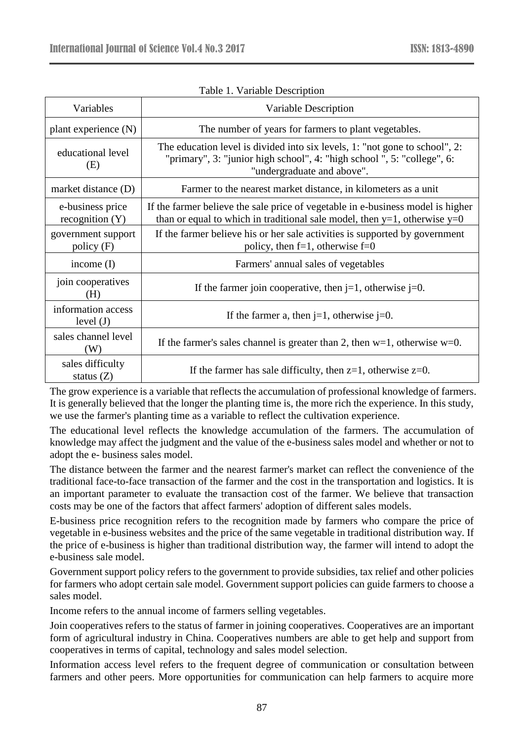Table 1. Variable Description

| Variables | Variable Description |
|---|---|
| plant experience (N) | The number of years for farmers to plant vegetables. |
| educational level (E) | The education level is divided into six levels, 1: "not gone to school", 2: "primary", 3: "junior high school", 4: "high school ", 5: "college", 6: "undergraduate and above". |
| market distance (D) | Farmer to the nearest market distance, in kilometers as a unit |
| e-business price recognition (Y) | If the farmer believe the sale price of vegetable in e-business model is higher than or equal to which in traditional sale model, then y=1, otherwise y=0 |
| government support policy (F) | If the farmer believe his or her sale activities is supported by government policy, then f=1, otherwise f=0 |
| income (I) | Farmers' annual sales of vegetables |
| join cooperatives (H) | If the farmer join cooperative, then j=1, otherwise j=0. |
| information access level (J) | If the farmer a, then j=1, otherwise j=0. |
| sales channel level (W) | If the farmer's sales channel is greater than 2, then w=1, otherwise w=0. |
| sales difficulty status (Z) | If the farmer has sale difficulty, then z=1, otherwise z=0. |

The grow experience is a variable that reflects the accumulation of professional knowledge of farmers. It is generally believed that the longer the planting time is, the more rich the experience. In this study, we use the farmer's planting time as a variable to reflect the cultivation experience.

The educational level reflects the knowledge accumulation of the farmers. The accumulation of knowledge may affect the judgment and the value of the e-business sales model and whether or not to adopt the e- business sales model.

The distance between the farmer and the nearest farmer's market can reflect the convenience of the traditional face-to-face transaction of the farmer and the cost in the transportation and logistics. It is an important parameter to evaluate the transaction cost of the farmer. We believe that transaction costs may be one of the factors that affect farmers' adoption of different sales models.

E-business price recognition refers to the recognition made by farmers who compare the price of vegetable in e-business websites and the price of the same vegetable in traditional distribution way. If the price of e-business is higher than traditional distribution way, the farmer will intend to adopt the e-business sale model.

Government support policy refers to the government to provide subsidies, tax relief and other policies for farmers who adopt certain sale model. Government support policies can guide farmers to choose a sales model.

Income refers to the annual income of farmers selling vegetables.

Join cooperatives refers to the status of farmer in joining cooperatives. Cooperatives are an important form of agricultural industry in China. Cooperatives numbers are able to get help and support from cooperatives in terms of capital, technology and sales model selection.

Information access level refers to the frequent degree of communication or consultation between farmers and other peers. More opportunities for communication can help farmers to acquire more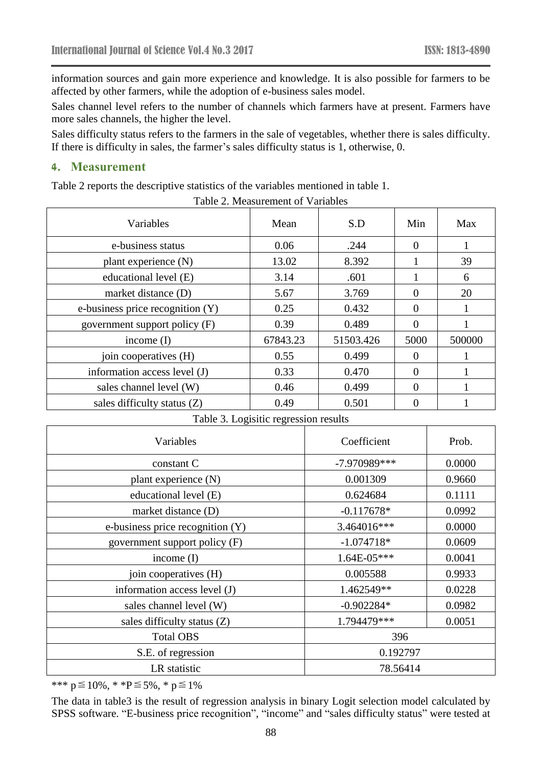information sources and gain more experience and knowledge. It is also possible for farmers to be affected by other farmers, while the adoption of e-business sales model.

Sales channel level refers to the number of channels which farmers have at present. Farmers have more sales channels, the higher the level.

Sales difficulty status refers to the farmers in the sale of vegetables, whether there is sales difficulty. If there is difficulty in sales, the farmer's sales difficulty status is 1, otherwise, 0.

## 4. Measurement

Table 2 reports the descriptive statistics of the variables mentioned in table 1.

Table 2. Measurement of Variables

| Variables | Mean | S.D | Min | Max |
|---|---|---|---|---|
| e-business status | 0.06 | .244 | 0 | 1 |
| plant experience (N) | 13.02 | 8.392 | 1 | 39 |
| educational level (E) | 3.14 | .601 | 1 | 6 |
| market distance (D) | 5.67 | 3.769 | 0 | 20 |
| e-business price recognition (Y) | 0.25 | 0.432 | 0 | 1 |
| government support policy (F) | 0.39 | 0.489 | 0 | 1 |
| income (I) | 67843.23 | 51503.426 | 5000 | 500000 |
| join cooperatives (H) | 0.55 | 0.499 | 0 | 1 |
| information access level (J) | 0.33 | 0.470 | 0 | 1 |
| sales channel level (W) | 0.46 | 0.499 | 0 | 1 |
| sales difficulty status (Z) | 0.49 | 0.501 | 0 | 1 |

Table 3. Logisitic regression results

| Variables | Coefficient | Prob. |
|---|---|---|
| constant C | -7.970989*** | 0.0000 |
| plant experience (N) | 0.001309 | 0.9660 |
| educational level (E) | 0.624684 | 0.1111 |
| market distance (D) | -0.117678* | 0.0992 |
| e-business price recognition (Y) | 3.464016*** | 0.0000 |
| government support policy (F) | -1.074718* | 0.0609 |
| income (I) | 1.64E-05*** | 0.0041 |
| join cooperatives (H) | 0.005588 | 0.9933 |
| information access level (J) | 1.462549** | 0.0228 |
| sales channel level (W) | -0.902284* | 0.0982 |
| sales difficulty status (Z) | 1.794479*** | 0.0051 |
| Total OBS | 396 | |
| S.E. of regression | 0.192797 | |
| LR statistic | 78.56414 | |

*** $p \leqq 10\%$, * *$P \leqq 5\%$, * $p \leqq 1\%$

The data in table3 is the result of regression analysis in binary Logit selection model calculated by SPSS software. "E-business price recognition", "income" and "sales difficulty status" were tested at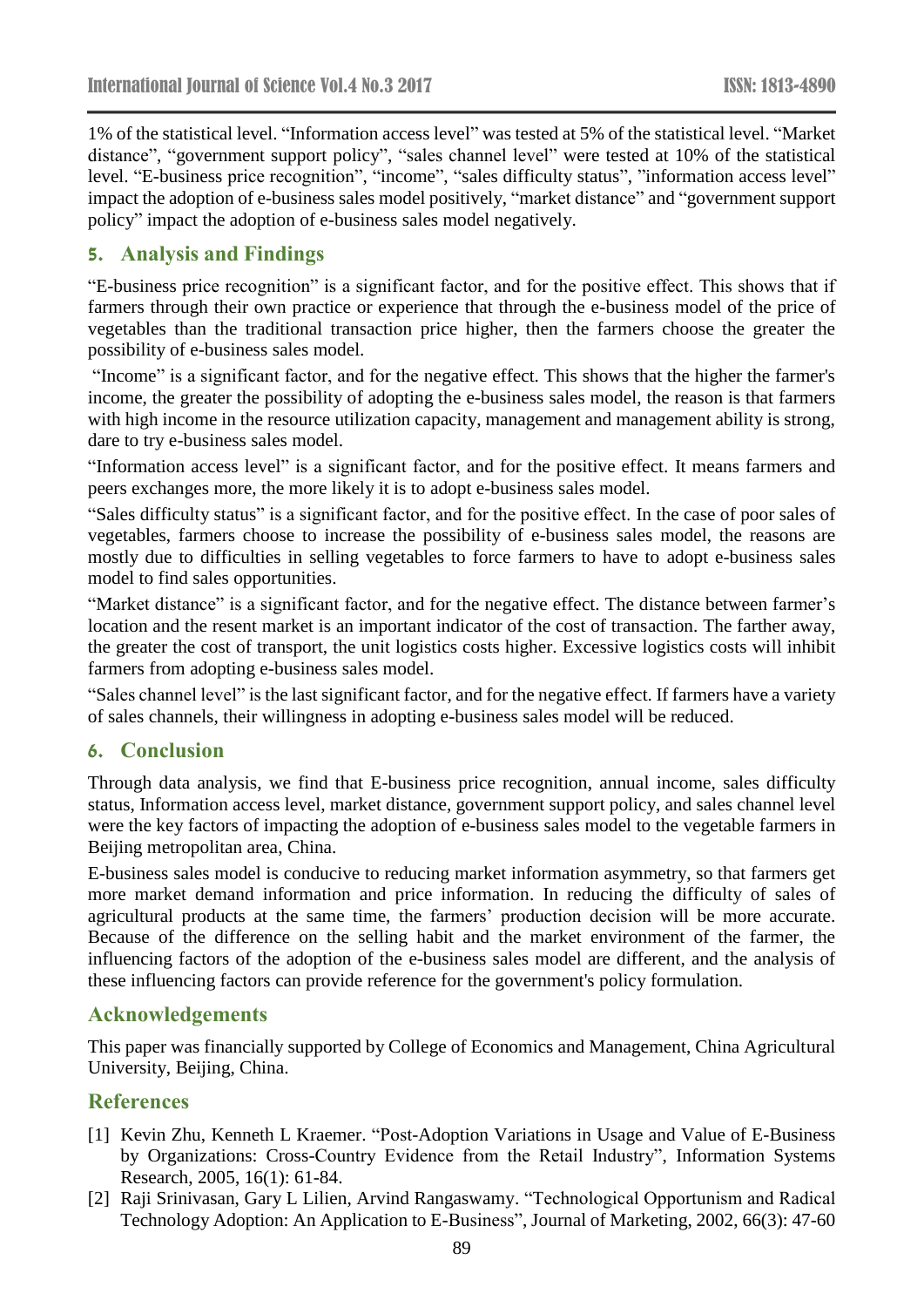1% of the statistical level. “Information access level” was tested at 5% of the statistical level. “Market distance”, “government support policy”, “sales channel level” were tested at 10% of the statistical level. “E-business price recognition”, “income”, “sales difficulty status”, ”information access level” impact the adoption of e-business sales model positively, “market distance” and “government support policy” impact the adoption of e-business sales model negatively.

## 5. Analysis and Findings

“E-business price recognition” is a significant factor, and for the positive effect. This shows that if farmers through their own practice or experience that through the e-business model of the price of vegetables than the traditional transaction price higher, then the farmers choose the greater the possibility of e-business sales model.

“Income” is a significant factor, and for the negative effect. This shows that the higher the farmer's income, the greater the possibility of adopting the e-business sales model, the reason is that farmers with high income in the resource utilization capacity, management and management ability is strong, dare to try e-business sales model.

“Information access level” is a significant factor, and for the positive effect. It means farmers and peers exchanges more, the more likely it is to adopt e-business sales model.

“Sales difficulty status” is a significant factor, and for the positive effect. In the case of poor sales of vegetables, farmers choose to increase the possibility of e-business sales model, the reasons are mostly due to difficulties in selling vegetables to force farmers to have to adopt e-business sales model to find sales opportunities.

“Market distance” is a significant factor, and for the negative effect. The distance between farmer’s location and the resent market is an important indicator of the cost of transaction. The farther away, the greater the cost of transport, the unit logistics costs higher. Excessive logistics costs will inhibit farmers from adopting e-business sales model.

“Sales channel level” is the last significant factor, and for the negative effect. If farmers have a variety of sales channels, their willingness in adopting e-business sales model will be reduced.

## 6. Conclusion

Through data analysis, we find that E-business price recognition, annual income, sales difficulty status, Information access level, market distance, government support policy, and sales channel level were the key factors of impacting the adoption of e-business sales model to the vegetable farmers in Beijing metropolitan area, China.

E-business sales model is conducive to reducing market information asymmetry, so that farmers get more market demand information and price information. In reducing the difficulty of sales of agricultural products at the same time, the farmers’ production decision will be more accurate. Because of the difference on the selling habit and the market environment of the farmer, the influencing factors of the adoption of the e-business sales model are different, and the analysis of these influencing factors can provide reference for the government's policy formulation.

## Acknowledgements

This paper was financially supported by College of Economics and Management, China Agricultural University, Beijing, China.

## References

[1] Kevin Zhu, Kenneth L Kraemer. “Post-Adoption Variations in Usage and Value of E-Business by Organizations: Cross-Country Evidence from the Retail Industry”, Information Systems Research, 2005, 16(1): 61-84.

[2] Raji Srinivasan, Gary L Lilien, Arvind Rangaswamy. “Technological Opportunism and Radical Technology Adoption: An Application to E-Business”, Journal of Marketing, 2002, 66(3): 47-60